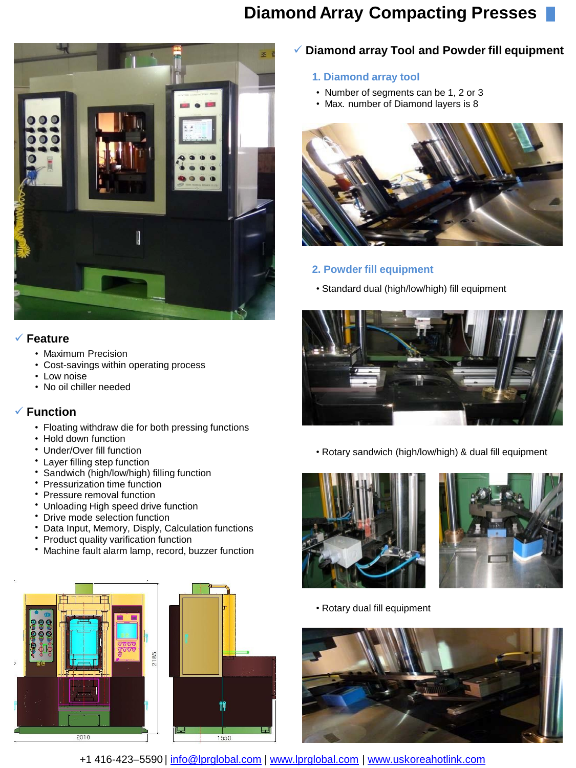# Diamond Array Compacting Presses

## ✓ Feature

- Maximum Precision
- Cost-savings within operating process
- Low noise
- No oil chiller needed

## ✓ Function

- Floating withdraw die for both pressing functions
- Hold down function
- Under/Over fill function
- Layer filling step function
- Sandwich (high/low/high) filling function
- Pressurization time function
- Pressure removal function
- Unloading High speed drive function
- Drive mode selection function
- Data Input, Memory, Disply, Calculation functions
- Product quality varification function
- Machine fault alarm lamp, record, buzzer function

## ✓ Diamond array Tool and Powder fill equipment

### 1. Diamond array tool

- Number of segments can be 1, 2 or 3
- Max. number of Diamond layers is 8

### 2. Powder fill equipment

- Standard dual (high/low/high) fill equipment
- Rotary sandwich (high/low/high) & dual fill equipment
- Rotary dual fill equipment

+1 416-423–5590 | info@lprglobal.com | www.lprglobal.com | www.uskoreahotlink.com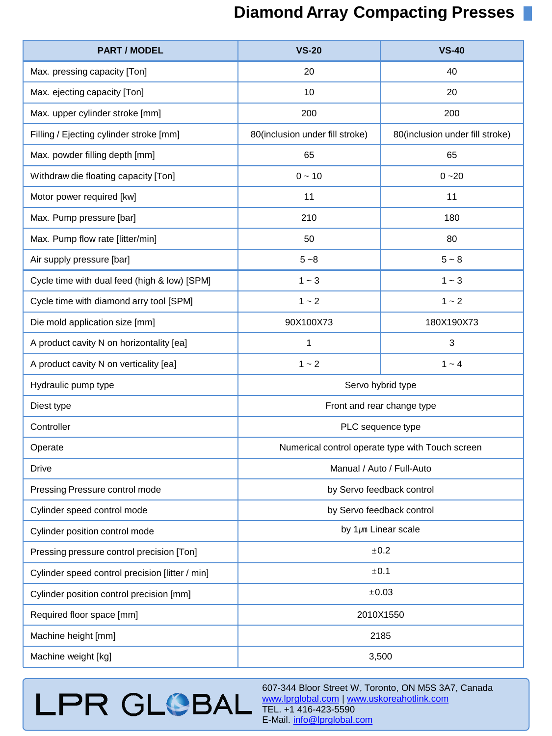# Diamond Array Compacting Presses

| PART / MODEL | VS-20 | VS-40 |
|---|---|---|
| Max. pressing capacity [Ton] | 20 | 40 |
| Max. ejecting capacity [Ton] | 10 | 20 |
| Max. upper cylinder stroke [mm] | 200 | 200 |
| Filling / Ejecting cylinder stroke [mm] | 80(inclusion under fill stroke) | 80(inclusion under fill stroke) |
| Max. powder filling depth [mm] | 65 | 65 |
| Withdraw die floating capacity [Ton] | 0 ~ 10 | 0 ~20 |
| Motor power required [kw] | 11 | 11 |
| Max. Pump pressure [bar] | 210 | 180 |
| Max. Pump flow rate [litter/min] | 50 | 80 |
| Air supply pressure [bar] | 5 ~8 | 5 ~ 8 |
| Cycle time with dual feed (high & low) [SPM] | 1 ~ 3 | 1 ~ 3 |
| Cycle time with diamond arry tool [SPM] | 1 ~ 2 | 1 ~ 2 |
| Die mold application size [mm] | 90X100X73 | 180X190X73 |
| A product cavity N on horizontality [ea] | 1 | 3 |
| A product cavity N on verticality [ea] | 1 ~ 2 | 1 ~ 4 |
| Hydraulic pump type | Servo hybrid type | |
| Diest type | Front and rear change type | |
| Controller | PLC sequence type | |
| Operate | Numerical control operate type with Touch screen | |
| Drive | Manual / Auto / Full-Auto | |
| Pressing Pressure control mode | by Servo feedback control | |
| Cylinder speed control mode | by Servo feedback control | |
| Cylinder position control mode | by 1㎛ Linear scale | |
| Pressing pressure control precision [Ton] | ±0.2 | |
| Cylinder speed control precision [litter / min] | ±0.1 | |
| Cylinder position control precision [mm] | ±0.03 | |
| Required floor space [mm] | 2010X1550 | |
| Machine height [mm] | 2185 | |
| Machine weight [kg] | 3,500 | |

LPR GLOBAL

607-344 Bloor Street W, Toronto, ON M5S 3A7, Canada
www.lprglobal.com | www.uskoreahotlink.com
TEL. +1 416-423-5590
E-Mail. info@lprglobal.com